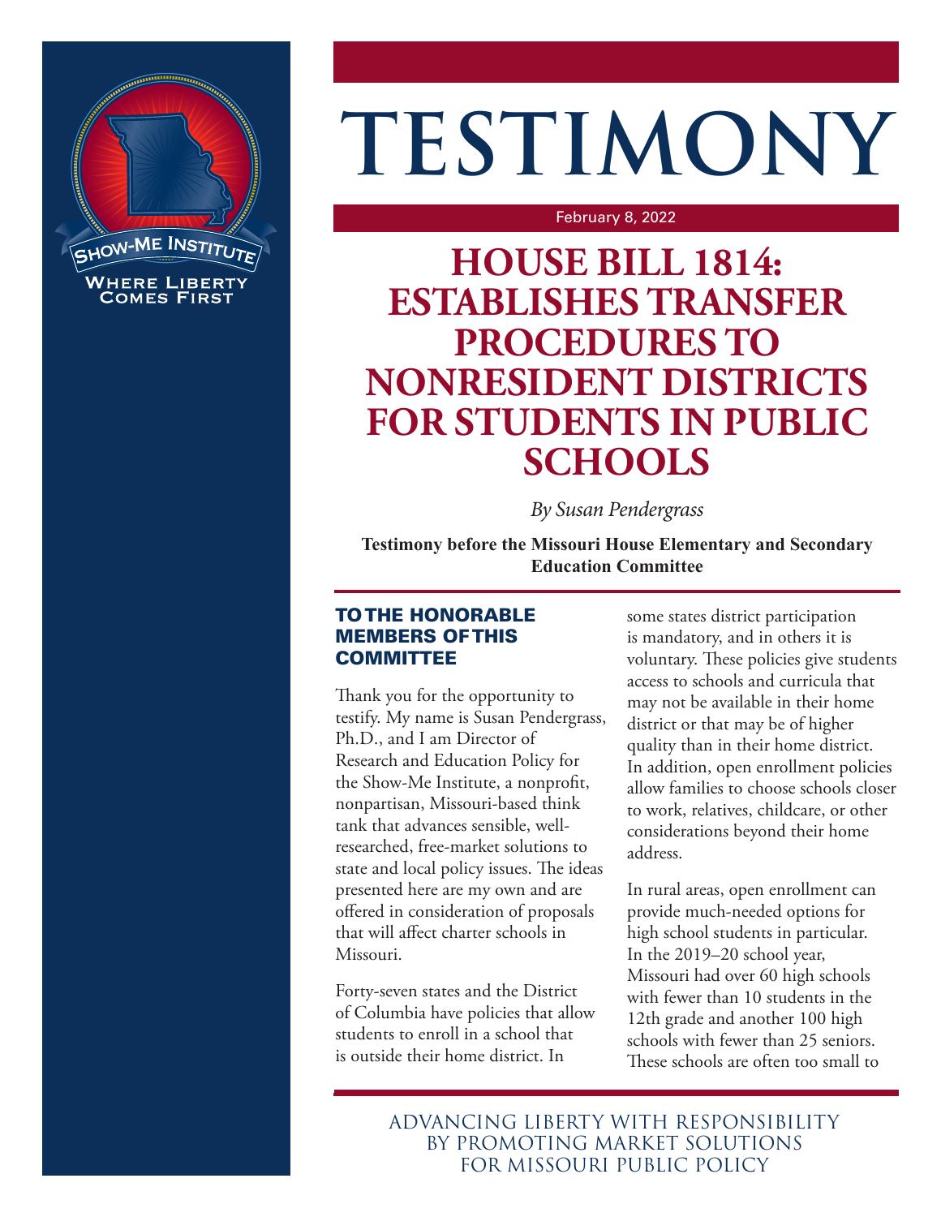# TESTIMONY

February 8, 2022

## HOUSE BILL 1814: ESTABLISHES TRANSFER PROCEDURES TO NONRESIDENT DISTRICTS FOR STUDENTS IN PUBLIC SCHOOLS

*By Susan Pendergrass*

**Testimony before the Missouri House Elementary and Secondary Education Committee**

### TO THE HONORABLE MEMBERS OF THIS COMMITTEE

Thank you for the opportunity to testify. My name is Susan Pendergrass, Ph.D., and I am Director of Research and Education Policy for the Show-Me Institute, a nonprofit, nonpartisan, Missouri-based think tank that advances sensible, well-researched, free-market solutions to state and local policy issues. The ideas presented here are my own and are offered in consideration of proposals that will affect charter schools in Missouri.

Forty-seven states and the District of Columbia have policies that allow students to enroll in a school that is outside their home district. In some states district participation is mandatory, and in others it is voluntary. These policies give students access to schools and curricula that may not be available in their home district or that may be of higher quality than in their home district. In addition, open enrollment policies allow families to choose schools closer to work, relatives, childcare, or other considerations beyond their home address.

In rural areas, open enrollment can provide much-needed options for high school students in particular. In the 2019–20 school year, Missouri had over 60 high schools with fewer than 10 students in the 12th grade and another 100 high schools with fewer than 25 seniors. These schools are often too small to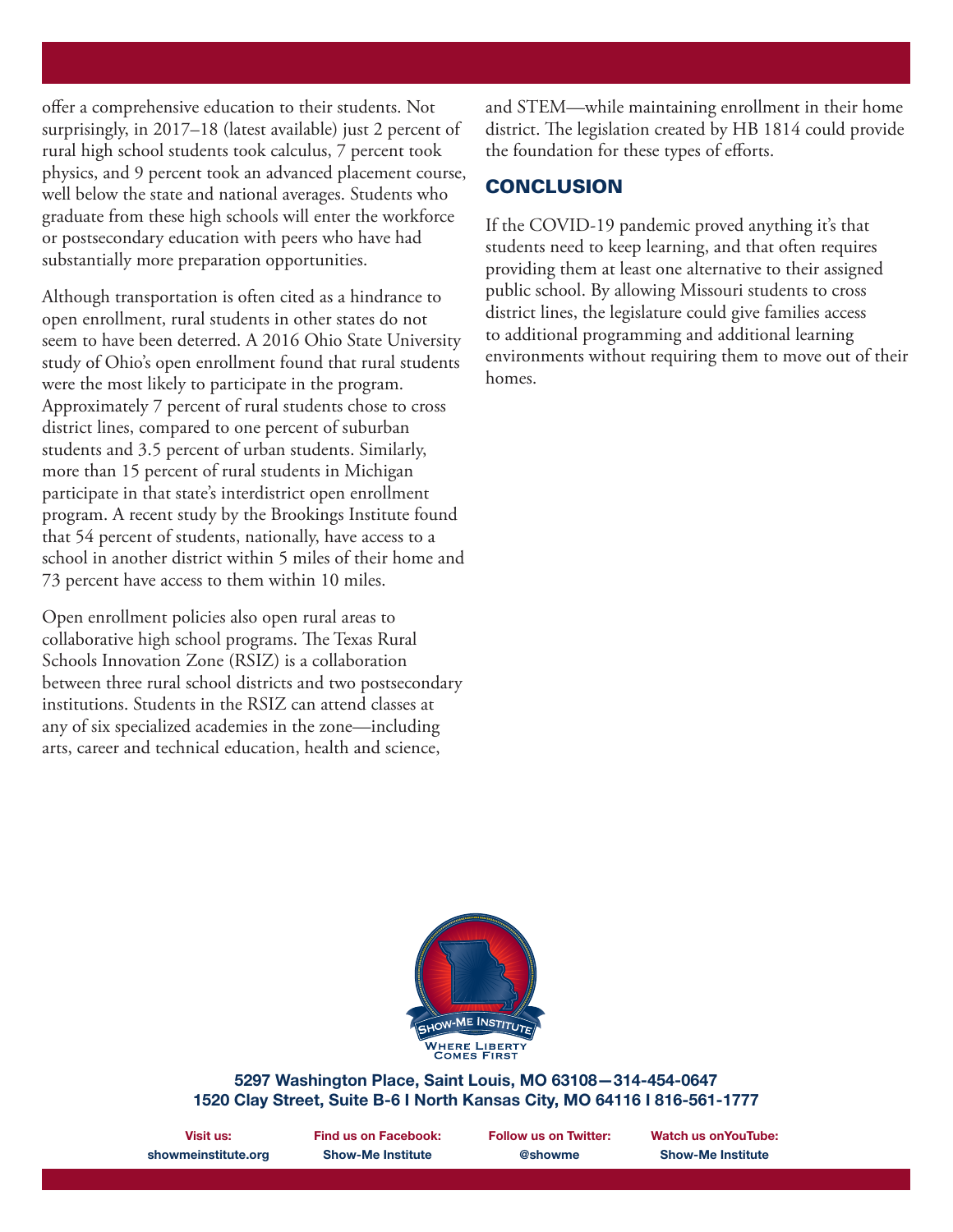offer a comprehensive education to their students. Not surprisingly, in 2017–18 (latest available) just 2 percent of rural high school students took calculus, 7 percent took physics, and 9 percent took an advanced placement course, well below the state and national averages. Students who graduate from these high schools will enter the workforce or postsecondary education with peers who have had substantially more preparation opportunities.

Although transportation is often cited as a hindrance to open enrollment, rural students in other states do not seem to have been deterred. A 2016 Ohio State University study of Ohio's open enrollment found that rural students were the most likely to participate in the program. Approximately 7 percent of rural students chose to cross district lines, compared to one percent of suburban students and 3.5 percent of urban students. Similarly, more than 15 percent of rural students in Michigan participate in that state's interdistrict open enrollment program. A recent study by the Brookings Institute found that 54 percent of students, nationally, have access to a school in another district within 5 miles of their home and 73 percent have access to them within 10 miles.

Open enrollment policies also open rural areas to collaborative high school programs. The Texas Rural Schools Innovation Zone (RSIZ) is a collaboration between three rural school districts and two postsecondary institutions. Students in the RSIZ can attend classes at any of six specialized academies in the zone—including arts, career and technical education, health and science, and STEM—while maintaining enrollment in their home district. The legislation created by HB 1814 could provide the foundation for these types of efforts.

## CONCLUSION

If the COVID-19 pandemic proved anything it's that students need to keep learning, and that often requires providing them at least one alternative to their assigned public school. By allowing Missouri students to cross district lines, the legislature could give families access to additional programming and additional learning environments without requiring them to move out of their homes.

Show-Me Institute
Where Liberty Comes First

**5297 Washington Place, Saint Louis, MO 63108—314-454-0647**
**1520 Clay Street, Suite B-6 I North Kansas City, MO 64116 I 816-561-1777**

| Visit us: | Find us on Facebook: | Follow us on Twitter: | Watch us onYouTube: |
|---|---|---|---|
| showmeinstitute.org | Show-Me Institute | @showme | Show-Me Institute |